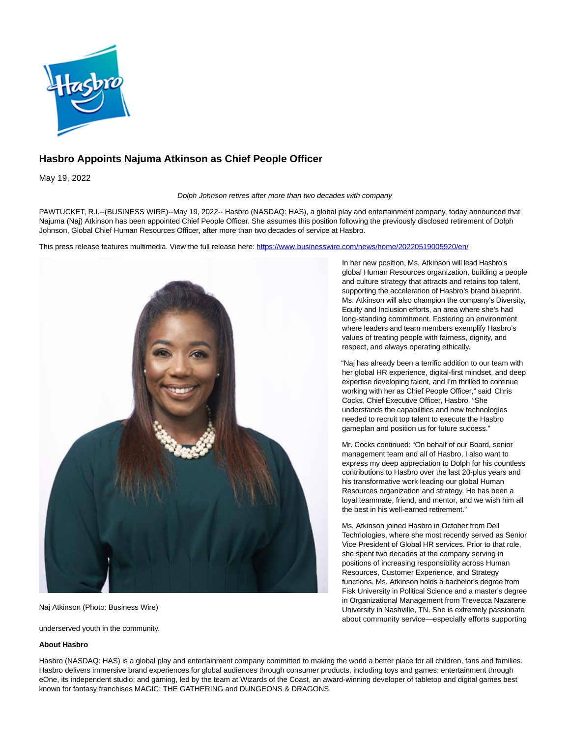# Hasbro Appoints Najuma Atkinson as Chief People Officer

May 19, 2022

*Dolph Johnson retires after more than two decades with company*

PAWTUCKET, R.I.--(BUSINESS WIRE)--May 19, 2022-- Hasbro (NASDAQ: HAS), a global play and entertainment company, today announced that Najuma (Naj) Atkinson has been appointed Chief People Officer. She assumes this position following the previously disclosed retirement of Dolph Johnson, Global Chief Human Resources Officer, after more than two decades of service at Hasbro.

This press release features multimedia. View the full release here: https://www.businesswire.com/news/home/20220519005920/en/

Naj Atkinson (Photo: Business Wire)

In her new position, Ms. Atkinson will lead Hasbro's global Human Resources organization, building a people and culture strategy that attracts and retains top talent, supporting the acceleration of Hasbro's brand blueprint. Ms. Atkinson will also champion the company's Diversity, Equity and Inclusion efforts, an area where she's had long-standing commitment. Fostering an environment where leaders and team members exemplify Hasbro's values of treating people with fairness, dignity, and respect, and always operating ethically.

"Naj has already been a terrific addition to our team with her global HR experience, digital-first mindset, and deep expertise developing talent, and I'm thrilled to continue working with her as Chief People Officer," said Chris Cocks, Chief Executive Officer, Hasbro. "She understands the capabilities and new technologies needed to recruit top talent to execute the Hasbro gameplan and position us for future success."

Mr. Cocks continued: "On behalf of our Board, senior management team and all of Hasbro, I also want to express my deep appreciation to Dolph for his countless contributions to Hasbro over the last 20-plus years and his transformative work leading our global Human Resources organization and strategy. He has been a loyal teammate, friend, and mentor, and we wish him all the best in his well-earned retirement."

Ms. Atkinson joined Hasbro in October from Dell Technologies, where she most recently served as Senior Vice President of Global HR services. Prior to that role, she spent two decades at the company serving in positions of increasing responsibility across Human Resources, Customer Experience, and Strategy functions. Ms. Atkinson holds a bachelor's degree from Fisk University in Political Science and a master's degree in Organizational Management from Trevecca Nazarene University in Nashville, TN. She is extremely passionate about community service—especially efforts supporting underserved youth in the community.

**About Hasbro**

Hasbro (NASDAQ: HAS) is a global play and entertainment company committed to making the world a better place for all children, fans and families. Hasbro delivers immersive brand experiences for global audiences through consumer products, including toys and games; entertainment through eOne, its independent studio; and gaming, led by the team at Wizards of the Coast, an award-winning developer of tabletop and digital games best known for fantasy franchises MAGIC: THE GATHERING and DUNGEONS & DRAGONS.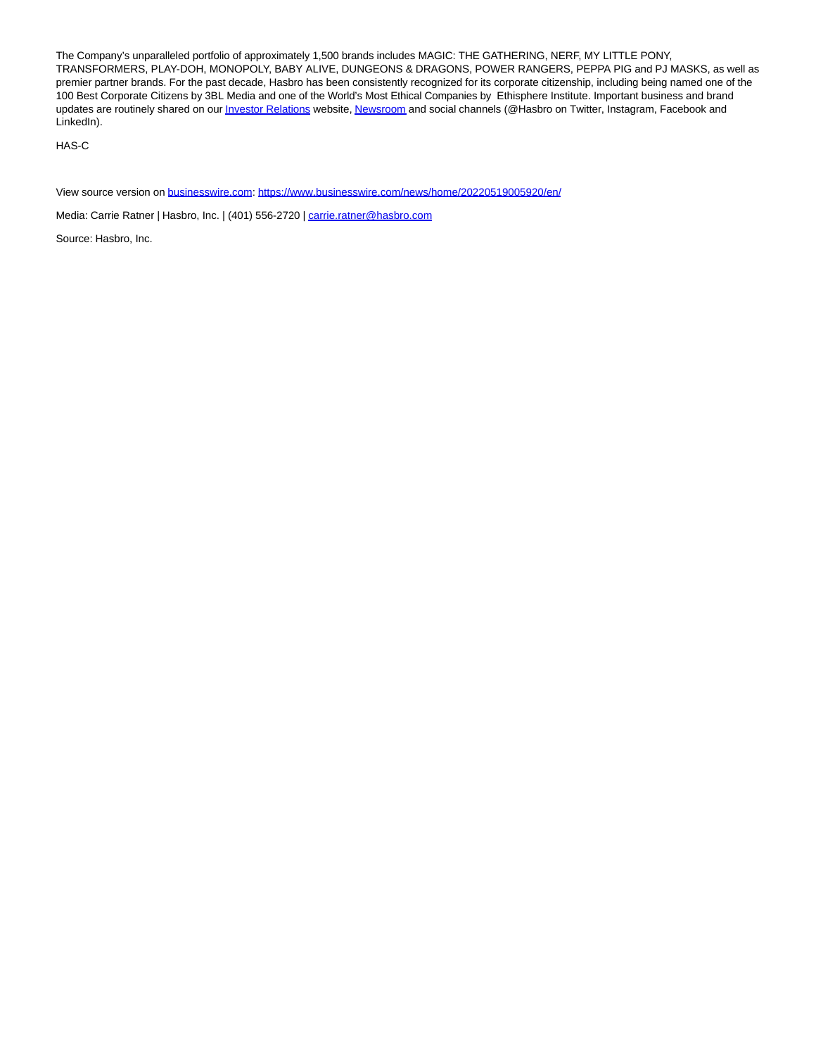The Company's unparalleled portfolio of approximately 1,500 brands includes MAGIC: THE GATHERING, NERF, MY LITTLE PONY, TRANSFORMERS, PLAY-DOH, MONOPOLY, BABY ALIVE, DUNGEONS & DRAGONS, POWER RANGERS, PEPPA PIG and PJ MASKS, as well as premier partner brands. For the past decade, Hasbro has been consistently recognized for its corporate citizenship, including being named one of the 100 Best Corporate Citizens by 3BL Media and one of the World's Most Ethical Companies by Ethisphere Institute. Important business and brand updates are routinely shared on our Investor Relations website, Newsroom and social channels (@Hasbro on Twitter, Instagram, Facebook and LinkedIn).

HAS-C

View source version on businesswire.com: https://www.businesswire.com/news/home/20220519005920/en/

Media: Carrie Ratner | Hasbro, Inc. | (401) 556-2720 | carrie.ratner@hasbro.com

Source: Hasbro, Inc.